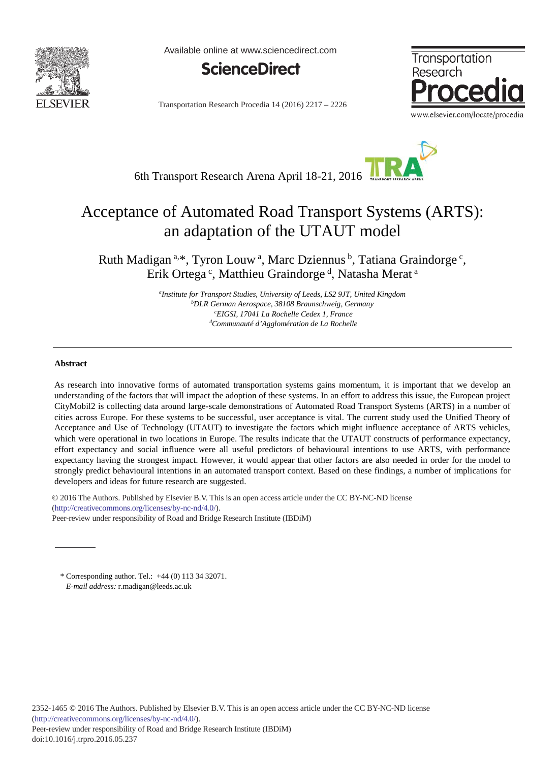Available online at www.sciencedirect.com

ScienceDirect

Transportation Research Procedia 14 (2016) 2217 – 2226

6th Transport Research Arena April 18-21, 2016

# Acceptance of Automated Road Transport Systems (ARTS): an adaptation of the UTAUT model

Ruth Madigan [a,*], Tyron Louw [a], Marc Dziennus [b], Tatiana Graindorge [c], Erik Ortega [c], Matthieu Graindorge [d], Natasha Merat [a]

[a] *Institute for Transport Studies, University of Leeds, LS2 9JT, United Kingdom*
[b] *DLR German Aerospace, 38108 Braunschweig, Germany*
[c] *EIGSI, 17041 La Rochelle Cedex 1, France*
[d] *Communauté d'Agglomération de La Rochelle*

## Abstract

As research into innovative forms of automated transportation systems gains momentum, it is important that we develop an understanding of the factors that will impact the adoption of these systems. In an effort to address this issue, the European project CityMobil2 is collecting data around large-scale demonstrations of Automated Road Transport Systems (ARTS) in a number of cities across Europe. For these systems to be successful, user acceptance is vital. The current study used the Unified Theory of Acceptance and Use of Technology (UTAUT) to investigate the factors which might influence acceptance of ARTS vehicles, which were operational in two locations in Europe. The results indicate that the UTAUT constructs of performance expectancy, effort expectancy and social influence were all useful predictors of behavioural intentions to use ARTS, with performance expectancy having the strongest impact. However, it would appear that other factors are also needed in order for the model to strongly predict behavioural intentions in an automated transport context. Based on these findings, a number of implications for developers and ideas for future research are suggested.

© 2016 The Authors. Published by Elsevier B.V. This is an open access article under the CC BY-NC-ND license (http://creativecommons.org/licenses/by-nc-nd/4.0/).
Peer-review under responsibility of Road and Bridge Research Institute (IBDiM)

\* Corresponding author. Tel.: +44 (0) 113 34 32071.
*E-mail address:* r.madigan@leeds.ac.uk

2352-1465 © 2016 The Authors. Published by Elsevier B.V. This is an open access article under the CC BY-NC-ND license (http://creativecommons.org/licenses/by-nc-nd/4.0/).
Peer-review under responsibility of Road and Bridge Research Institute (IBDiM)
doi:10.1016/j.trpro.2016.05.237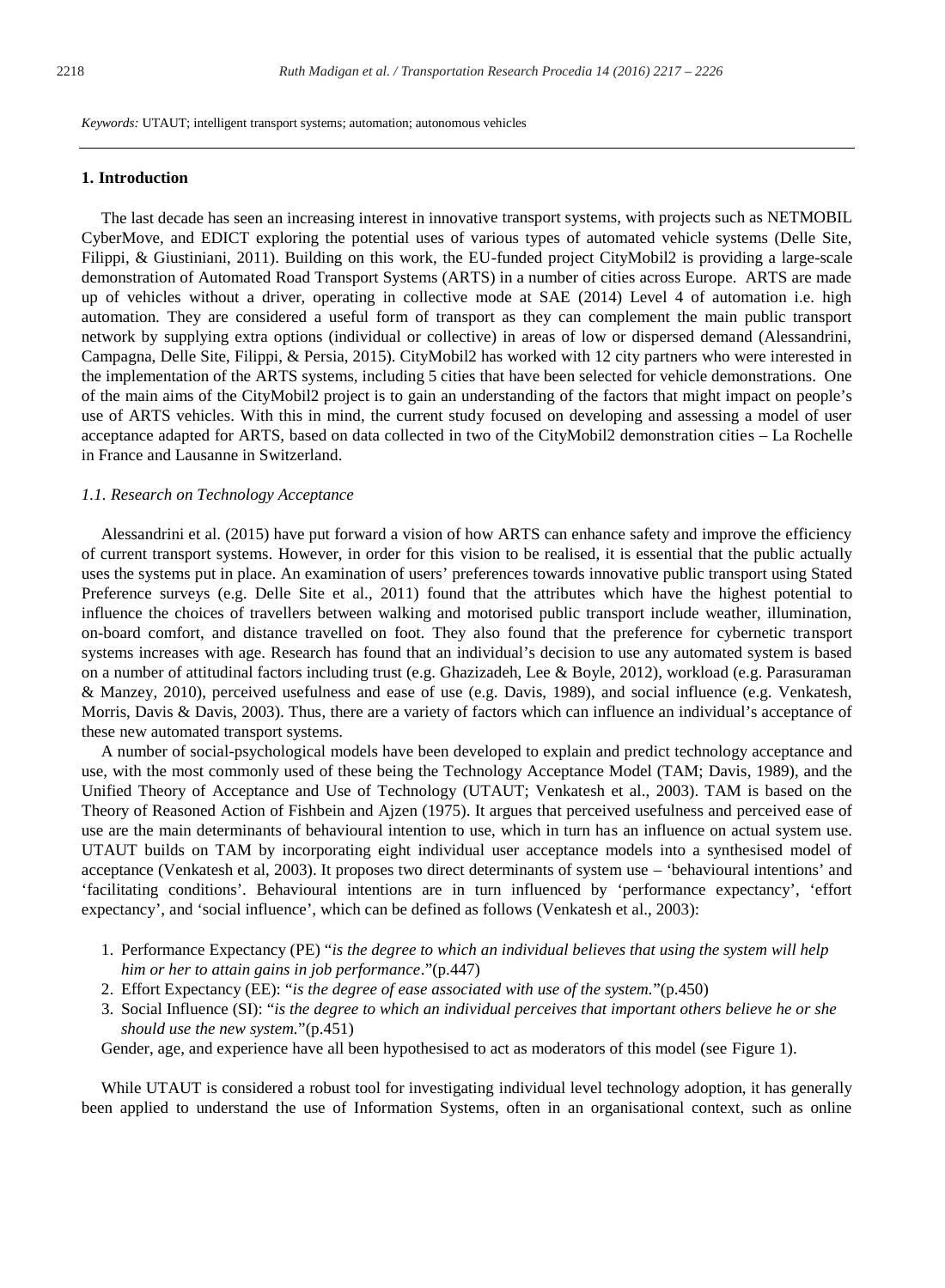*Keywords:* UTAUT; intelligent transport systems; automation; autonomous vehicles

## 1. Introduction

The last decade has seen an increasing interest in innovative transport systems, with projects such as NETMOBIL CyberMove, and EDICT exploring the potential uses of various types of automated vehicle systems (Delle Site, Filippi, & Giustiniani, 2011). Building on this work, the EU-funded project CityMobil2 is providing a large-scale demonstration of Automated Road Transport Systems (ARTS) in a number of cities across Europe. ARTS are made up of vehicles without a driver, operating in collective mode at SAE (2014) Level 4 of automation i.e. high automation. They are considered a useful form of transport as they can complement the main public transport network by supplying extra options (individual or collective) in areas of low or dispersed demand (Alessandrini, Campagna, Delle Site, Filippi, & Persia, 2015). CityMobil2 has worked with 12 city partners who were interested in the implementation of the ARTS systems, including 5 cities that have been selected for vehicle demonstrations. One of the main aims of the CityMobil2 project is to gain an understanding of the factors that might impact on people's use of ARTS vehicles. With this in mind, the current study focused on developing and assessing a model of user acceptance adapted for ARTS, based on data collected in two of the CityMobil2 demonstration cities – La Rochelle in France and Lausanne in Switzerland.

### *1.1. Research on Technology Acceptance*

Alessandrini et al. (2015) have put forward a vision of how ARTS can enhance safety and improve the efficiency of current transport systems. However, in order for this vision to be realised, it is essential that the public actually uses the systems put in place. An examination of users' preferences towards innovative public transport using Stated Preference surveys (e.g. Delle Site et al., 2011) found that the attributes which have the highest potential to influence the choices of travellers between walking and motorised public transport include weather, illumination, on-board comfort, and distance travelled on foot. They also found that the preference for cybernetic transport systems increases with age. Research has found that an individual's decision to use any automated system is based on a number of attitudinal factors including trust (e.g. Ghazizadeh, Lee & Boyle, 2012), workload (e.g. Parasuraman & Manzey, 2010), perceived usefulness and ease of use (e.g. Davis, 1989), and social influence (e.g. Venkatesh, Morris, Davis & Davis, 2003). Thus, there are a variety of factors which can influence an individual's acceptance of these new automated transport systems.

A number of social-psychological models have been developed to explain and predict technology acceptance and use, with the most commonly used of these being the Technology Acceptance Model (TAM; Davis, 1989), and the Unified Theory of Acceptance and Use of Technology (UTAUT; Venkatesh et al., 2003). TAM is based on the Theory of Reasoned Action of Fishbein and Ajzen (1975). It argues that perceived usefulness and perceived ease of use are the main determinants of behavioural intention to use, which in turn has an influence on actual system use. UTAUT builds on TAM by incorporating eight individual user acceptance models into a synthesised model of acceptance (Venkatesh et al, 2003). It proposes two direct determinants of system use – 'behavioural intentions' and 'facilitating conditions'. Behavioural intentions are in turn influenced by 'performance expectancy', 'effort expectancy', and 'social influence', which can be defined as follows (Venkatesh et al., 2003):

1. Performance Expectancy (PE) "*is the degree to which an individual believes that using the system will help him or her to attain gains in job performance*."(p.447)
2. Effort Expectancy (EE): "*is the degree of ease associated with use of the system.*"(p.450)
3. Social Influence (SI): "*is the degree to which an individual perceives that important others believe he or she should use the new system.*"(p.451)

Gender, age, and experience have all been hypothesised to act as moderators of this model (see Figure 1).

While UTAUT is considered a robust tool for investigating individual level technology adoption, it has generally been applied to understand the use of Information Systems, often in an organisational context, such as online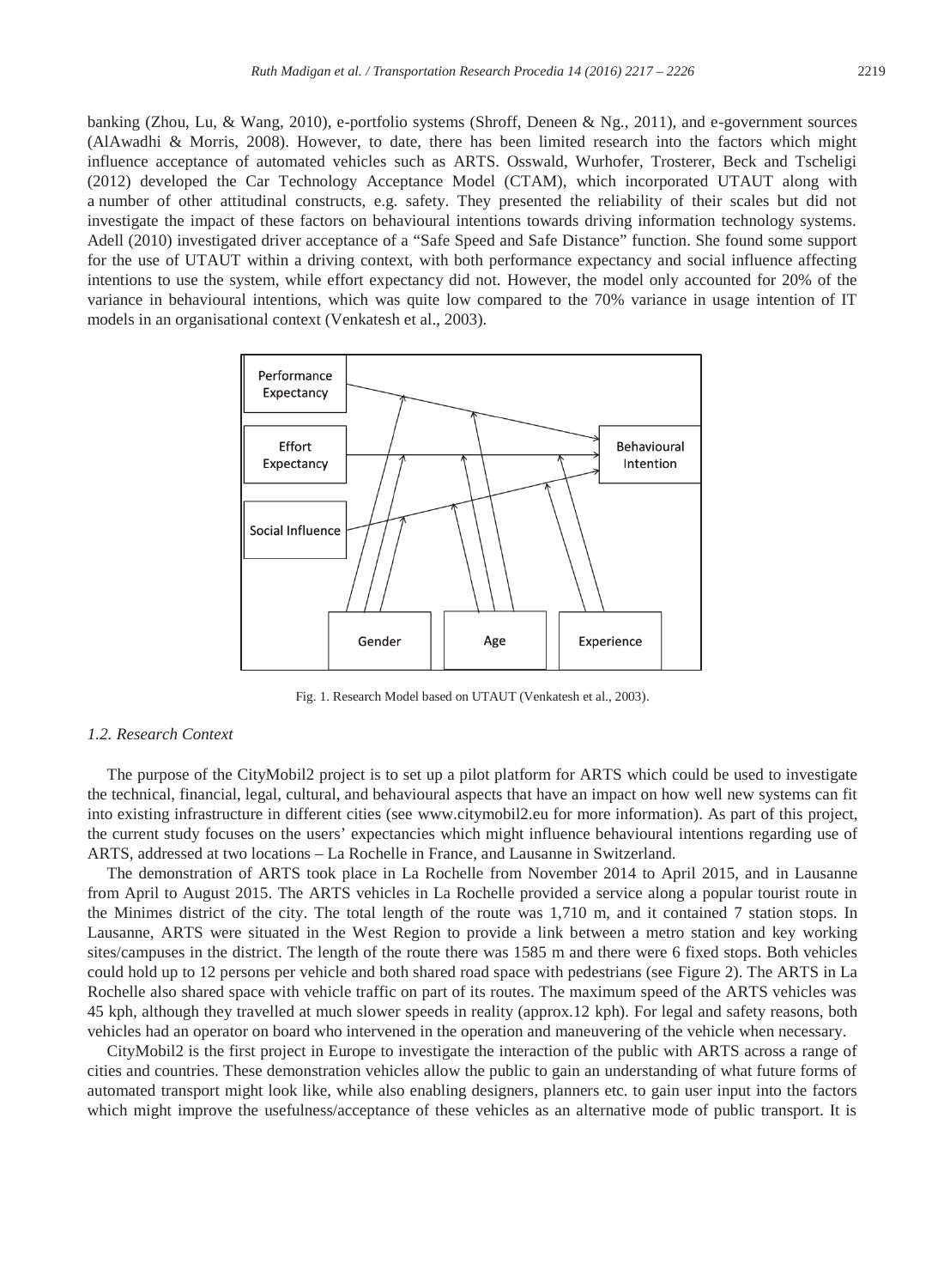banking (Zhou, Lu, & Wang, 2010), e-portfolio systems (Shroff, Deneen & Ng., 2011), and e-government sources (AlAwadhi & Morris, 2008). However, to date, there has been limited research into the factors which might influence acceptance of automated vehicles such as ARTS. Osswald, Wurhofer, Trosterer, Beck and Tscheligi (2012) developed the Car Technology Acceptance Model (CTAM), which incorporated UTAUT along with a number of other attitudinal constructs, e.g. safety. They presented the reliability of their scales but did not investigate the impact of these factors on behavioural intentions towards driving information technology systems. Adell (2010) investigated driver acceptance of a "Safe Speed and Safe Distance" function. She found some support for the use of UTAUT within a driving context, with both performance expectancy and social influence affecting intentions to use the system, while effort expectancy did not. However, the model only accounted for 20% of the variance in behavioural intentions, which was quite low compared to the 70% variance in usage intention of IT models in an organisational context (Venkatesh et al., 2003).

Fig. 1. Research Model based on UTAUT (Venkatesh et al., 2003).

### 1.2. Research Context

The purpose of the CityMobil2 project is to set up a pilot platform for ARTS which could be used to investigate the technical, financial, legal, cultural, and behavioural aspects that have an impact on how well new systems can fit into existing infrastructure in different cities (see www.citymobil2.eu for more information). As part of this project, the current study focuses on the users' expectancies which might influence behavioural intentions regarding use of ARTS, addressed at two locations – La Rochelle in France, and Lausanne in Switzerland.

The demonstration of ARTS took place in La Rochelle from November 2014 to April 2015, and in Lausanne from April to August 2015. The ARTS vehicles in La Rochelle provided a service along a popular tourist route in the Minimes district of the city. The total length of the route was 1,710 m, and it contained 7 station stops. In Lausanne, ARTS were situated in the West Region to provide a link between a metro station and key working sites/campuses in the district. The length of the route there was 1585 m and there were 6 fixed stops. Both vehicles could hold up to 12 persons per vehicle and both shared road space with pedestrians (see Figure 2). The ARTS in La Rochelle also shared space with vehicle traffic on part of its routes. The maximum speed of the ARTS vehicles was 45 kph, although they travelled at much slower speeds in reality (approx.12 kph). For legal and safety reasons, both vehicles had an operator on board who intervened in the operation and maneuvering of the vehicle when necessary.

CityMobil2 is the first project in Europe to investigate the interaction of the public with ARTS across a range of cities and countries. These demonstration vehicles allow the public to gain an understanding of what future forms of automated transport might look like, while also enabling designers, planners etc. to gain user input into the factors which might improve the usefulness/acceptance of these vehicles as an alternative mode of public transport. It is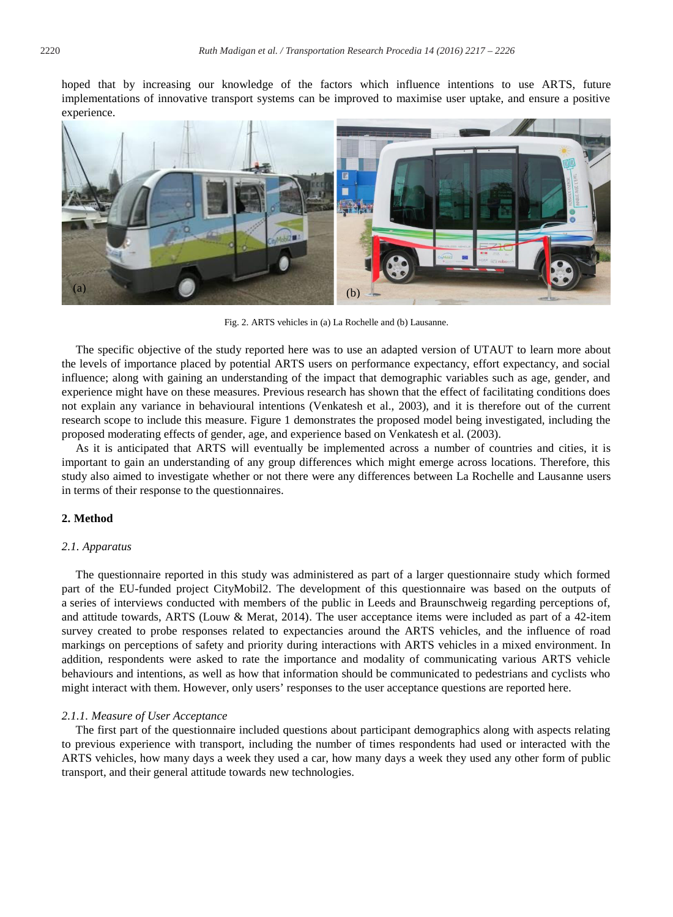hoped that by increasing our knowledge of the factors which influence intentions to use ARTS, future implementations of innovative transport systems can be improved to maximise user uptake, and ensure a positive experience.

Fig. 2. ARTS vehicles in (a) La Rochelle and (b) Lausanne.

The specific objective of the study reported here was to use an adapted version of UTAUT to learn more about the levels of importance placed by potential ARTS users on performance expectancy, effort expectancy, and social influence; along with gaining an understanding of the impact that demographic variables such as age, gender, and experience might have on these measures. Previous research has shown that the effect of facilitating conditions does not explain any variance in behavioural intentions (Venkatesh et al., 2003), and it is therefore out of the current research scope to include this measure. Figure 1 demonstrates the proposed model being investigated, including the proposed moderating effects of gender, age, and experience based on Venkatesh et al. (2003).

As it is anticipated that ARTS will eventually be implemented across a number of countries and cities, it is important to gain an understanding of any group differences which might emerge across locations. Therefore, this study also aimed to investigate whether or not there were any differences between La Rochelle and Lausanne users in terms of their response to the questionnaires.

## 2. Method

### *2.1. Apparatus*

The questionnaire reported in this study was administered as part of a larger questionnaire study which formed part of the EU-funded project CityMobil2. The development of this questionnaire was based on the outputs of a series of interviews conducted with members of the public in Leeds and Braunschweig regarding perceptions of, and attitude towards, ARTS (Louw & Merat, 2014). The user acceptance items were included as part of a 42-item survey created to probe responses related to expectancies around the ARTS vehicles, and the influence of road markings on perceptions of safety and priority during interactions with ARTS vehicles in a mixed environment. In addition, respondents were asked to rate the importance and modality of communicating various ARTS vehicle behaviours and intentions, as well as how that information should be communicated to pedestrians and cyclists who might interact with them. However, only users' responses to the user acceptance questions are reported here.

#### *2.1.1. Measure of User Acceptance*

The first part of the questionnaire included questions about participant demographics along with aspects relating to previous experience with transport, including the number of times respondents had used or interacted with the ARTS vehicles, how many days a week they used a car, how many days a week they used any other form of public transport, and their general attitude towards new technologies.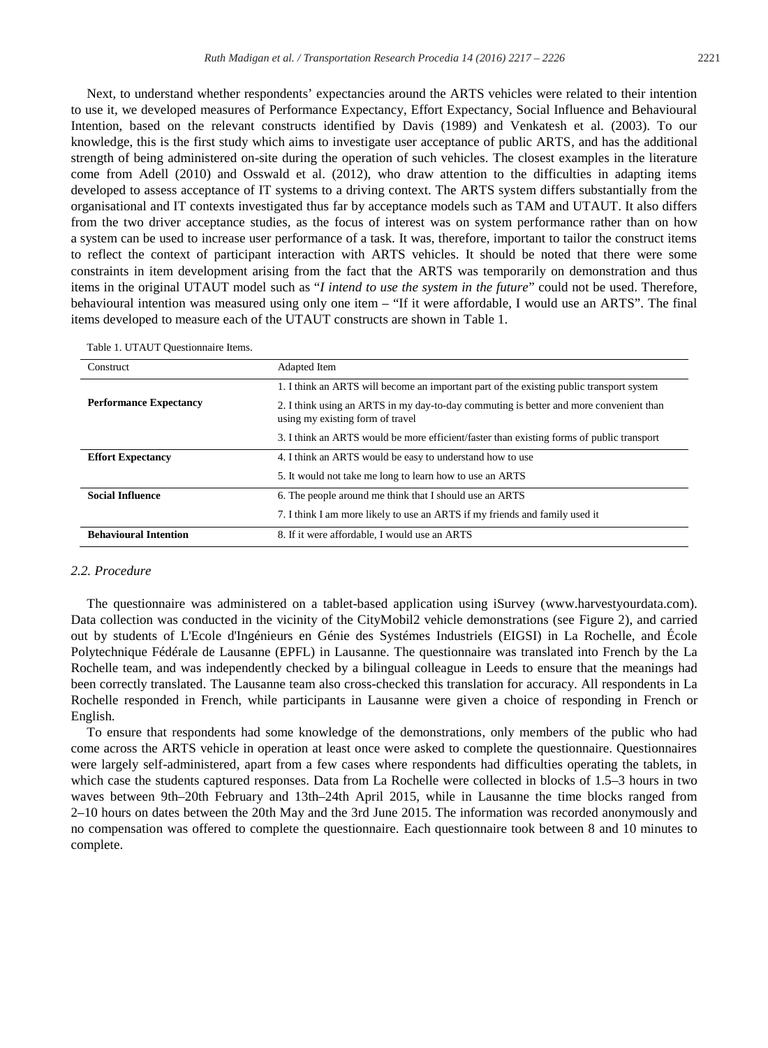Next, to understand whether respondents' expectancies around the ARTS vehicles were related to their intention to use it, we developed measures of Performance Expectancy, Effort Expectancy, Social Influence and Behavioural Intention, based on the relevant constructs identified by Davis (1989) and Venkatesh et al. (2003). To our knowledge, this is the first study which aims to investigate user acceptance of public ARTS, and has the additional strength of being administered on-site during the operation of such vehicles. The closest examples in the literature come from Adell (2010) and Osswald et al. (2012), who draw attention to the difficulties in adapting items developed to assess acceptance of IT systems to a driving context. The ARTS system differs substantially from the organisational and IT contexts investigated thus far by acceptance models such as TAM and UTAUT. It also differs from the two driver acceptance studies, as the focus of interest was on system performance rather than on how a system can be used to increase user performance of a task. It was, therefore, important to tailor the construct items to reflect the context of participant interaction with ARTS vehicles. It should be noted that there were some constraints in item development arising from the fact that the ARTS was temporarily on demonstration and thus items in the original UTAUT model such as "*I intend to use the system in the future*" could not be used. Therefore, behavioural intention was measured using only one item – "If it were affordable, I would use an ARTS". The final items developed to measure each of the UTAUT constructs are shown in Table 1.

Table 1. UTAUT Questionnaire Items.

| Construct | Adapted Item |
|---|---|
| **Performance Expectancy** | 1. I think an ARTS will become an important part of the existing public transport system |
| | 2. I think using an ARTS in my day-to-day commuting is better and more convenient than using my existing form of travel |
| | 3. I think an ARTS would be more efficient/faster than existing forms of public transport |
| **Effort Expectancy** | 4. I think an ARTS would be easy to understand how to use |
| | 5. It would not take me long to learn how to use an ARTS |
| **Social Influence** | 6. The people around me think that I should use an ARTS |
| | 7. I think I am more likely to use an ARTS if my friends and family used it |
| **Behavioural Intention** | 8. If it were affordable, I would use an ARTS |

### *2.2. Procedure*

The questionnaire was administered on a tablet-based application using iSurvey (www.harvestyourdata.com). Data collection was conducted in the vicinity of the CityMobil2 vehicle demonstrations (see Figure 2), and carried out by students of L'Ecole d'Ingénieurs en Génie des Systémes Industriels (EIGSI) in La Rochelle, and École Polytechnique Fédérale de Lausanne (EPFL) in Lausanne. The questionnaire was translated into French by the La Rochelle team, and was independently checked by a bilingual colleague in Leeds to ensure that the meanings had been correctly translated. The Lausanne team also cross-checked this translation for accuracy. All respondents in La Rochelle responded in French, while participants in Lausanne were given a choice of responding in French or English.

To ensure that respondents had some knowledge of the demonstrations, only members of the public who had come across the ARTS vehicle in operation at least once were asked to complete the questionnaire. Questionnaires were largely self-administered, apart from a few cases where respondents had difficulties operating the tablets, in which case the students captured responses. Data from La Rochelle were collected in blocks of 1.5–3 hours in two waves between 9th–20th February and 13th–24th April 2015, while in Lausanne the time blocks ranged from 2–10 hours on dates between the 20th May and the 3rd June 2015. The information was recorded anonymously and no compensation was offered to complete the questionnaire. Each questionnaire took between 8 and 10 minutes to complete.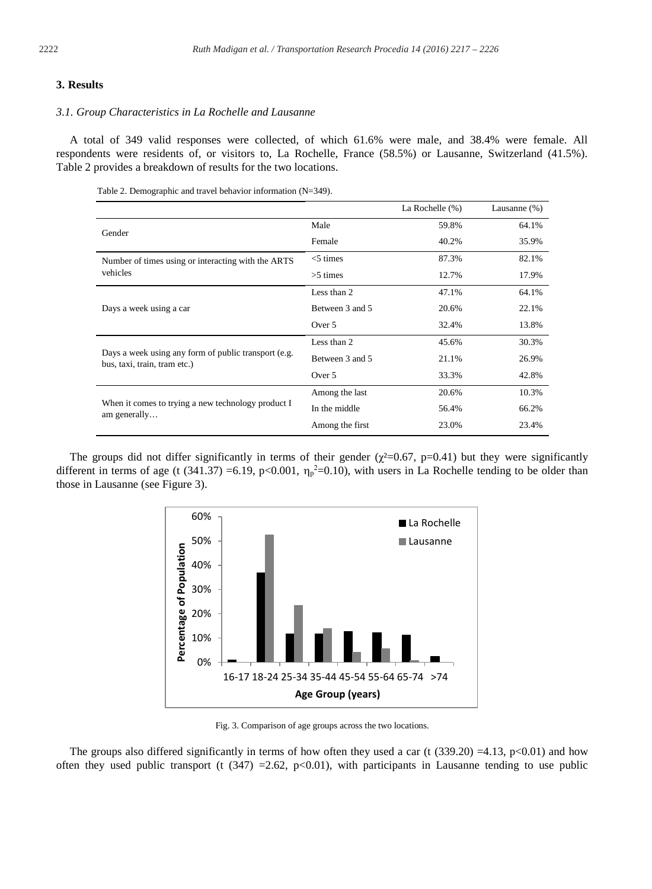## 3. Results

### *3.1. Group Characteristics in La Rochelle and Lausanne*

A total of 349 valid responses were collected, of which 61.6% were male, and 38.4% were female. All respondents were residents of, or visitors to, La Rochelle, France (58.5%) or Lausanne, Switzerland (41.5%). Table 2 provides a breakdown of results for the two locations.

Table 2. Demographic and travel behavior information (N=349).

| | | La Rochelle (%) | Lausanne (%) |
|---|---|---|---|
| Gender | Male | 59.8% | 64.1% |
| | Female | 40.2% | 35.9% |
| Number of times using or interacting with the ARTS vehicles | <5 times | 87.3% | 82.1% |
| | >5 times | 12.7% | 17.9% |
| Days a week using a car | Less than 2 | 47.1% | 64.1% |
| | Between 3 and 5 | 20.6% | 22.1% |
| | Over 5 | 32.4% | 13.8% |
| Days a week using any form of public transport (e.g. bus, taxi, train, tram etc.) | Less than 2 | 45.6% | 30.3% |
| | Between 3 and 5 | 21.1% | 26.9% |
| | Over 5 | 33.3% | 42.8% |
| When it comes to trying a new technology product I am generally… | Among the last | 20.6% | 10.3% |
| | In the middle | 56.4% | 66.2% |
| | Among the first | 23.0% | 23.4% |

The groups did not differ significantly in terms of their gender ($\chi^2$=0.67, p=0.41) but they were significantly different in terms of age (t (341.37) =6.19, p<0.001, $\eta_p^2$=0.10), with users in La Rochelle tending to be older than those in Lausanne (see Figure 3).

Fig. 3. Comparison of age groups across the two locations.

The groups also differed significantly in terms of how often they used a car (t (339.20) =4.13, p<0.01) and how often they used public transport (t (347) =2.62, p<0.01), with participants in Lausanne tending to use public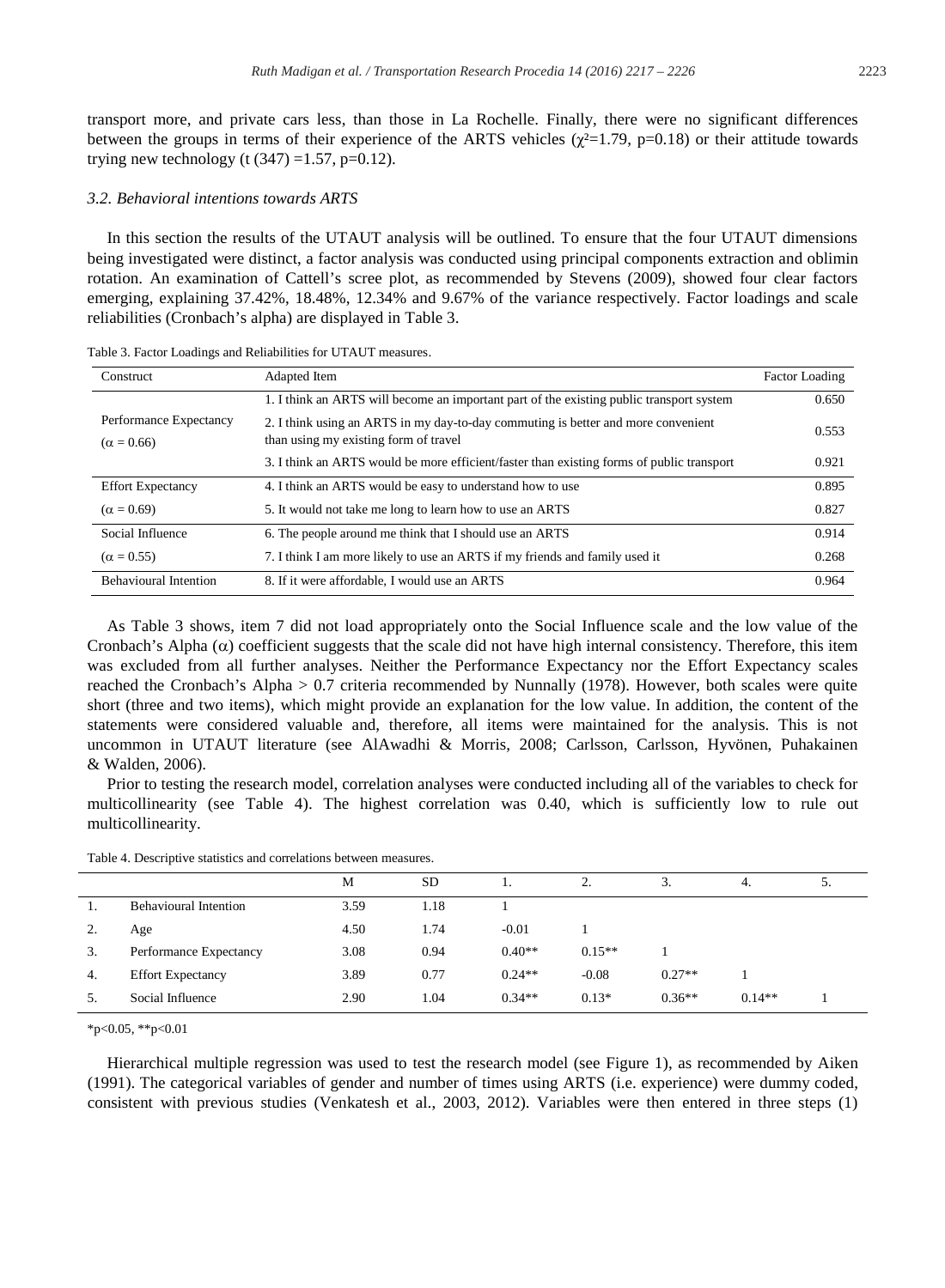transport more, and private cars less, than those in La Rochelle. Finally, there were no significant differences between the groups in terms of their experience of the ARTS vehicles ($\chi^2$=1.79, p=0.18) or their attitude towards trying new technology (t (347) =1.57, p=0.12).

### *3.2. Behavioral intentions towards ARTS*

In this section the results of the UTAUT analysis will be outlined. To ensure that the four UTAUT dimensions being investigated were distinct, a factor analysis was conducted using principal components extraction and oblimin rotation. An examination of Cattell's scree plot, as recommended by Stevens (2009), showed four clear factors emerging, explaining 37.42%, 18.48%, 12.34% and 9.67% of the variance respectively. Factor loadings and scale reliabilities (Cronbach's alpha) are displayed in Table 3.

Table 3. Factor Loadings and Reliabilities for UTAUT measures.

| Construct | Adapted Item | Factor Loading |
|---|---|---|
| Performance Expectancy ($\alpha$ = 0.66) | 1. I think an ARTS will become an important part of the existing public transport system | 0.650 |
| | 2. I think using an ARTS in my day-to-day commuting is better and more convenient than using my existing form of travel | 0.553 |
| | 3. I think an ARTS would be more efficient/faster than existing forms of public transport | 0.921 |
| Effort Expectancy ($\alpha$ = 0.69) | 4. I think an ARTS would be easy to understand how to use | 0.895 |
| | 5. It would not take me long to learn how to use an ARTS | 0.827 |
| Social Influence ($\alpha$ = 0.55) | 6. The people around me think that I should use an ARTS | 0.914 |
| | 7. I think I am more likely to use an ARTS if my friends and family used it | 0.268 |
| Behavioural Intention | 8. If it were affordable, I would use an ARTS | 0.964 |

As Table 3 shows, item 7 did not load appropriately onto the Social Influence scale and the low value of the Cronbach's Alpha ($\alpha$) coefficient suggests that the scale did not have high internal consistency. Therefore, this item was excluded from all further analyses. Neither the Performance Expectancy nor the Effort Expectancy scales reached the Cronbach's Alpha > 0.7 criteria recommended by Nunnally (1978). However, both scales were quite short (three and two items), which might provide an explanation for the low value. In addition, the content of the statements were considered valuable and, therefore, all items were maintained for the analysis. This is not uncommon in UTAUT literature (see AlAwadhi & Morris, 2008; Carlsson, Carlsson, Hyvönen, Puhakainen & Walden, 2006).

Prior to testing the research model, correlation analyses were conducted including all of the variables to check for multicollinearity (see Table 4). The highest correlation was 0.40, which is sufficiently low to rule out multicollinearity.

Table 4. Descriptive statistics and correlations between measures.

| | | M | SD | 1. | 2. | 3. | 4. | 5. |
|---|---|---|---|---|---|---|---|---|
| 1. | Behavioural Intention | 3.59 | 1.18 | 1 | | | | |
| 2. | Age | 4.50 | 1.74 | -0.01 | 1 | | | |
| 3. | Performance Expectancy | 3.08 | 0.94 | 0.40** | 0.15** | 1 | | |
| 4. | Effort Expectancy | 3.89 | 0.77 | 0.24** | -0.08 | 0.27** | 1 | |
| 5. | Social Influence | 2.90 | 1.04 | 0.34** | 0.13* | 0.36** | 0.14** | 1 |

*p<0.05, **p<0.01

Hierarchical multiple regression was used to test the research model (see Figure 1), as recommended by Aiken (1991). The categorical variables of gender and number of times using ARTS (i.e. experience) were dummy coded, consistent with previous studies (Venkatesh et al., 2003, 2012). Variables were then entered in three steps (1)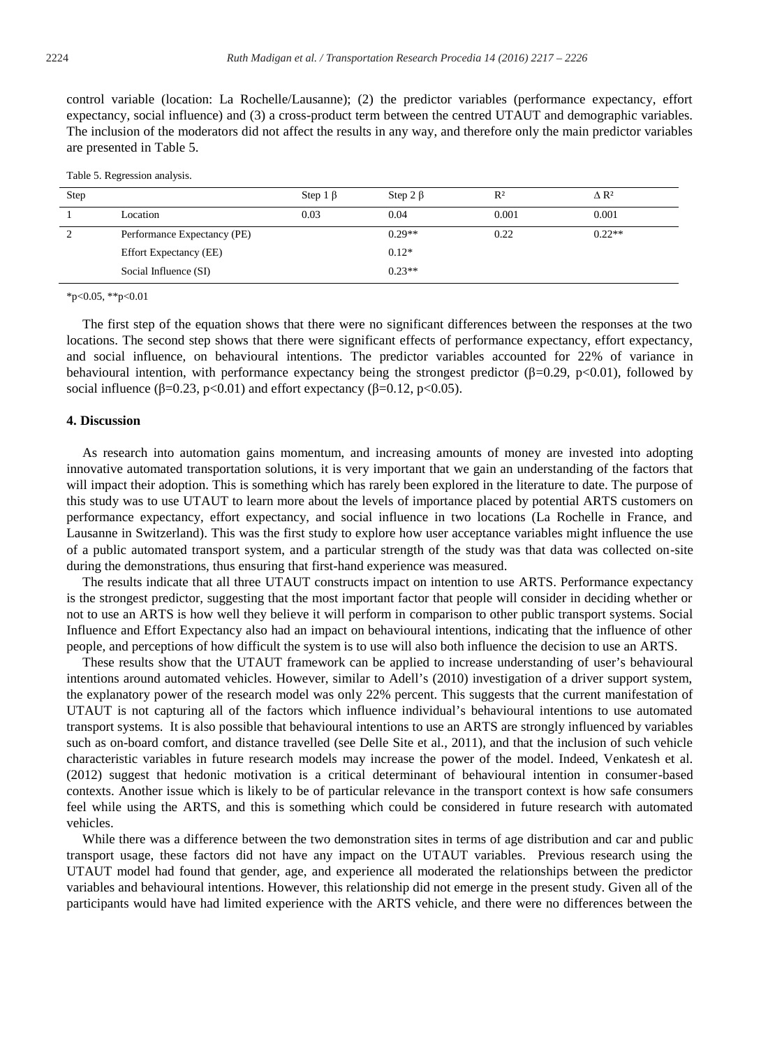control variable (location: La Rochelle/Lausanne); (2) the predictor variables (performance expectancy, effort expectancy, social influence) and (3) a cross-product term between the centred UTAUT and demographic variables. The inclusion of the moderators did not affect the results in any way, and therefore only the main predictor variables are presented in Table 5.

Table 5. Regression analysis.

| Step | | Step 1 β | Step 2 β | $R^2$ | $\Delta R^2$ |
|---|---|---|---|---|---|
| 1 | Location | 0.03 | 0.04 | 0.001 | 0.001 |
| 2 | Performance Expectancy (PE) | | 0.29** | 0.22 | 0.22** |
| | Effort Expectancy (EE) | | 0.12* | | |
| | Social Influence (SI) | | 0.23** | | |

*p<0.05, **p<0.01

The first step of the equation shows that there were no significant differences between the responses at the two locations. The second step shows that there were significant effects of performance expectancy, effort expectancy, and social influence, on behavioural intentions. The predictor variables accounted for 22% of variance in behavioural intention, with performance expectancy being the strongest predictor ($\beta=0.29$, $p<0.01$), followed by social influence ($\beta=0.23$, $p<0.01$) and effort expectancy ($\beta=0.12$, $p<0.05$).

## 4. Discussion

As research into automation gains momentum, and increasing amounts of money are invested into adopting innovative automated transportation solutions, it is very important that we gain an understanding of the factors that will impact their adoption. This is something which has rarely been explored in the literature to date. The purpose of this study was to use UTAUT to learn more about the levels of importance placed by potential ARTS customers on performance expectancy, effort expectancy, and social influence in two locations (La Rochelle in France, and Lausanne in Switzerland). This was the first study to explore how user acceptance variables might influence the use of a public automated transport system, and a particular strength of the study was that data was collected on-site during the demonstrations, thus ensuring that first-hand experience was measured.

The results indicate that all three UTAUT constructs impact on intention to use ARTS. Performance expectancy is the strongest predictor, suggesting that the most important factor that people will consider in deciding whether or not to use an ARTS is how well they believe it will perform in comparison to other public transport systems. Social Influence and Effort Expectancy also had an impact on behavioural intentions, indicating that the influence of other people, and perceptions of how difficult the system is to use will also both influence the decision to use an ARTS.

These results show that the UTAUT framework can be applied to increase understanding of user's behavioural intentions around automated vehicles. However, similar to Adell's (2010) investigation of a driver support system, the explanatory power of the research model was only 22% percent. This suggests that the current manifestation of UTAUT is not capturing all of the factors which influence individual's behavioural intentions to use automated transport systems. It is also possible that behavioural intentions to use an ARTS are strongly influenced by variables such as on-board comfort, and distance travelled (see Delle Site et al., 2011), and that the inclusion of such vehicle characteristic variables in future research models may increase the power of the model. Indeed, Venkatesh et al. (2012) suggest that hedonic motivation is a critical determinant of behavioural intention in consumer-based contexts. Another issue which is likely to be of particular relevance in the transport context is how safe consumers feel while using the ARTS, and this is something which could be considered in future research with automated vehicles.

While there was a difference between the two demonstration sites in terms of age distribution and car and public transport usage, these factors did not have any impact on the UTAUT variables. Previous research using the UTAUT model had found that gender, age, and experience all moderated the relationships between the predictor variables and behavioural intentions. However, this relationship did not emerge in the present study. Given all of the participants would have had limited experience with the ARTS vehicle, and there were no differences between the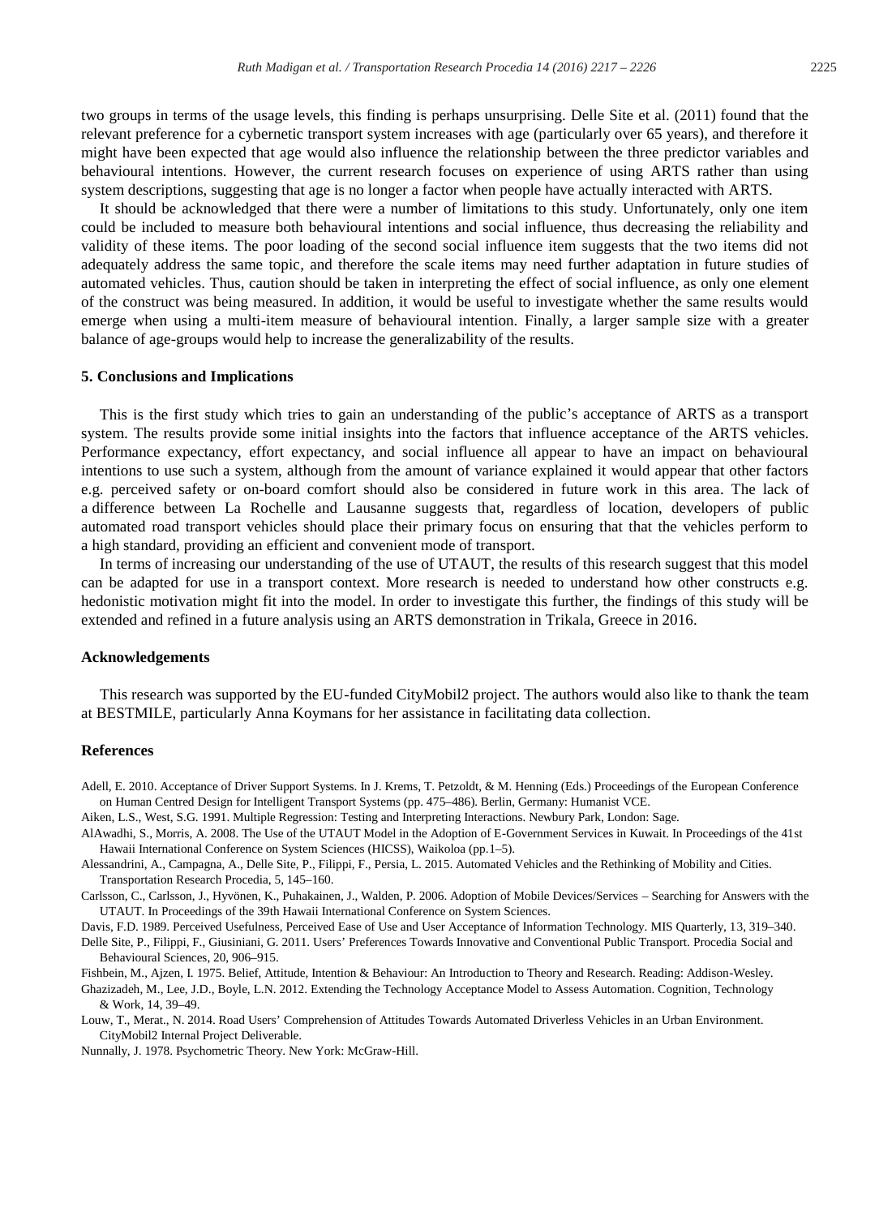two groups in terms of the usage levels, this finding is perhaps unsurprising. Delle Site et al. (2011) found that the relevant preference for a cybernetic transport system increases with age (particularly over 65 years), and therefore it might have been expected that age would also influence the relationship between the three predictor variables and behavioural intentions. However, the current research focuses on experience of using ARTS rather than using system descriptions, suggesting that age is no longer a factor when people have actually interacted with ARTS.

It should be acknowledged that there were a number of limitations to this study. Unfortunately, only one item could be included to measure both behavioural intentions and social influence, thus decreasing the reliability and validity of these items. The poor loading of the second social influence item suggests that the two items did not adequately address the same topic, and therefore the scale items may need further adaptation in future studies of automated vehicles. Thus, caution should be taken in interpreting the effect of social influence, as only one element of the construct was being measured. In addition, it would be useful to investigate whether the same results would emerge when using a multi-item measure of behavioural intention. Finally, a larger sample size with a greater balance of age-groups would help to increase the generalizability of the results.

## 5. Conclusions and Implications

This is the first study which tries to gain an understanding of the public's acceptance of ARTS as a transport system. The results provide some initial insights into the factors that influence acceptance of the ARTS vehicles. Performance expectancy, effort expectancy, and social influence all appear to have an impact on behavioural intentions to use such a system, although from the amount of variance explained it would appear that other factors e.g. perceived safety or on-board comfort should also be considered in future work in this area. The lack of a difference between La Rochelle and Lausanne suggests that, regardless of location, developers of public automated road transport vehicles should place their primary focus on ensuring that that the vehicles perform to a high standard, providing an efficient and convenient mode of transport.

In terms of increasing our understanding of the use of UTAUT, the results of this research suggest that this model can be adapted for use in a transport context. More research is needed to understand how other constructs e.g. hedonistic motivation might fit into the model. In order to investigate this further, the findings of this study will be extended and refined in a future analysis using an ARTS demonstration in Trikala, Greece in 2016.

## Acknowledgements

This research was supported by the EU-funded CityMobil2 project. The authors would also like to thank the team at BESTMILE, particularly Anna Koymans for her assistance in facilitating data collection.

## References

Adell, E. 2010. Acceptance of Driver Support Systems. In J. Krems, T. Petzoldt, & M. Henning (Eds.) Proceedings of the European Conference on Human Centred Design for Intelligent Transport Systems (pp. 475–486). Berlin, Germany: Humanist VCE.

Aiken, L.S., West, S.G. 1991. Multiple Regression: Testing and Interpreting Interactions. Newbury Park, London: Sage.

AlAwadhi, S., Morris, A. 2008. The Use of the UTAUT Model in the Adoption of E-Government Services in Kuwait. In Proceedings of the 41st Hawaii International Conference on System Sciences (HICSS), Waikoloa (pp.1–5).

Alessandrini, A., Campagna, A., Delle Site, P., Filippi, F., Persia, L. 2015. Automated Vehicles and the Rethinking of Mobility and Cities. Transportation Research Procedia, 5, 145–160.

Carlsson, C., Carlsson, J., Hyvönen, K., Puhakainen, J., Walden, P. 2006. Adoption of Mobile Devices/Services – Searching for Answers with the UTAUT. In Proceedings of the 39th Hawaii International Conference on System Sciences.

Davis, F.D. 1989. Perceived Usefulness, Perceived Ease of Use and User Acceptance of Information Technology. MIS Quarterly, 13, 319–340.

Delle Site, P., Filippi, F., Giusiniani, G. 2011. Users' Preferences Towards Innovative and Conventional Public Transport. Procedia Social and Behavioural Sciences, 20, 906–915.

Fishbein, M., Ajzen, I. 1975. Belief, Attitude, Intention & Behaviour: An Introduction to Theory and Research. Reading: Addison-Wesley.

Ghazizadeh, M., Lee, J.D., Boyle, L.N. 2012. Extending the Technology Acceptance Model to Assess Automation. Cognition, Technology & Work, 14, 39–49.

Louw, T., Merat., N. 2014. Road Users' Comprehension of Attitudes Towards Automated Driverless Vehicles in an Urban Environment. CityMobil2 Internal Project Deliverable.

Nunnally, J. 1978. Psychometric Theory. New York: McGraw-Hill.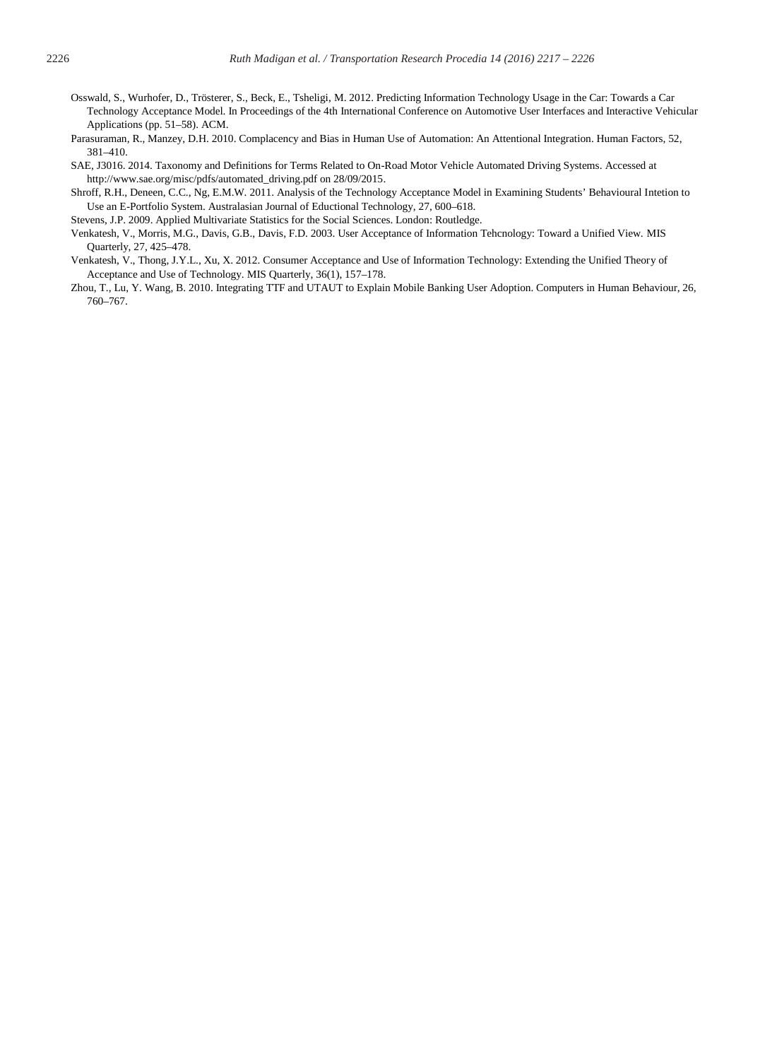Osswald, S., Wurhofer, D., Trösterer, S., Beck, E., Tsheligi, M. 2012. Predicting Information Technology Usage in the Car: Towards a Car Technology Acceptance Model. In Proceedings of the 4th International Conference on Automotive User Interfaces and Interactive Vehicular Applications (pp. 51–58). ACM.

Parasuraman, R., Manzey, D.H. 2010. Complacency and Bias in Human Use of Automation: An Attentional Integration. Human Factors, 52, 381–410.

SAE, J3016. 2014. Taxonomy and Definitions for Terms Related to On-Road Motor Vehicle Automated Driving Systems. Accessed at http://www.sae.org/misc/pdfs/automated_driving.pdf on 28/09/2015.

Shroff, R.H., Deneen, C.C., Ng, E.M.W. 2011. Analysis of the Technology Acceptance Model in Examining Students' Behavioural Intetion to Use an E-Portfolio System. Australasian Journal of Eductional Technology, 27, 600–618.

Stevens, J.P. 2009. Applied Multivariate Statistics for the Social Sciences. London: Routledge.

Venkatesh, V., Morris, M.G., Davis, G.B., Davis, F.D. 2003. User Acceptance of Information Tehcnology: Toward a Unified View. MIS Quarterly, 27, 425–478.

Venkatesh, V., Thong, J.Y.L., Xu, X. 2012. Consumer Acceptance and Use of Information Technology: Extending the Unified Theory of Acceptance and Use of Technology. MIS Quarterly, 36(1), 157–178.

Zhou, T., Lu, Y. Wang, B. 2010. Integrating TTF and UTAUT to Explain Mobile Banking User Adoption. Computers in Human Behaviour, 26, 760–767.